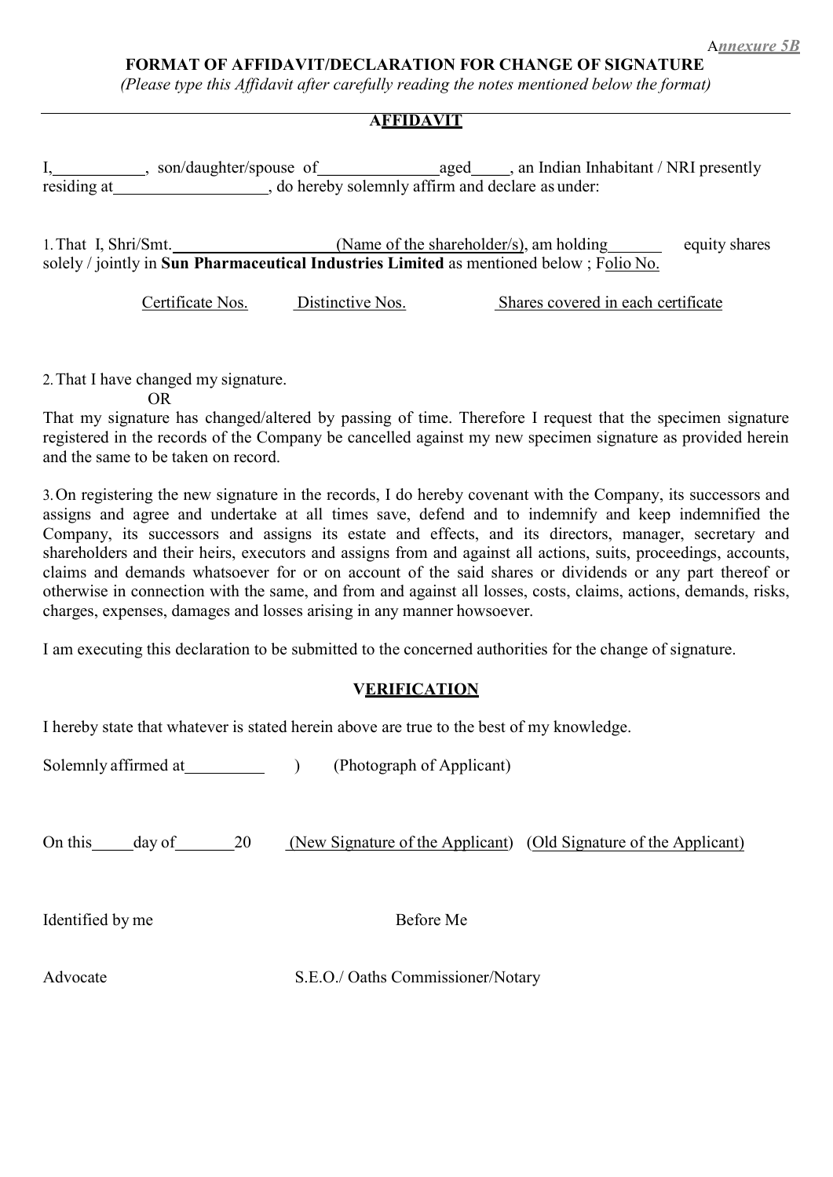*Annexure 5B*

**FORMAT OF AFFIDAVIT/DECLARATION FOR CHANGE OF SIGNATURE**

*(Please type this Affidavit after carefully reading the notes mentioned below the format)*

---

## AFFIDAVIT

I,\_\_\_\_\_\_\_\_\_\_\_, son/daughter/spouse of\_\_\_\_\_\_\_\_\_\_\_\_\_\_aged\_\_\_\_\_, an Indian Inhabitant / NRI presently residing at\_\_\_\_\_\_\_\_\_\_\_\_\_\_\_\_\_\_\_, do hereby solemnly affirm and declare as under:

1. That I, Shri/Smt.\_\_\_\_\_\_\_\_\_\_\_\_\_\_\_\_\_\_\_(Name of the shareholder/s), am holding\_\_\_\_\_\_ equity shares solely / jointly in **Sun Pharmaceutical Industries Limited** as mentioned below ; Folio No.

| Certificate Nos. | Distinctive Nos. | Shares covered in each certificate |
|---|---|---|
| | | |

2. That I have changed my signature.

OR

That my signature has changed/altered by passing of time. Therefore I request that the specimen signature registered in the records of the Company be cancelled against my new specimen signature as provided herein and the same to be taken on record.

3. On registering the new signature in the records, I do hereby covenant with the Company, its successors and assigns and agree and undertake at all times save, defend and to indemnify and keep indemnified the Company, its successors and assigns its estate and effects, and its directors, manager, secretary and shareholders and their heirs, executors and assigns from and against all actions, suits, proceedings, accounts, claims and demands whatsoever for or on account of the said shares or dividends or any part thereof or otherwise in connection with the same, and from and against all losses, costs, claims, actions, demands, risks, charges, expenses, damages and losses arising in any manner howsoever.

I am executing this declaration to be submitted to the concerned authorities for the change of signature.

## VERIFICATION

I hereby state that whatever is stated herein above are true to the best of my knowledge.

Solemnly affirmed at\_\_\_\_\_\_\_\_\_\_ ) (Photograph of Applicant)

On this\_\_\_\_\_day of\_\_\_\_\_\_\_20 (New Signature of the Applicant) (Old Signature of the Applicant)

Identified by me Before Me

Advocate S.E.O./ Oaths Commissioner/Notary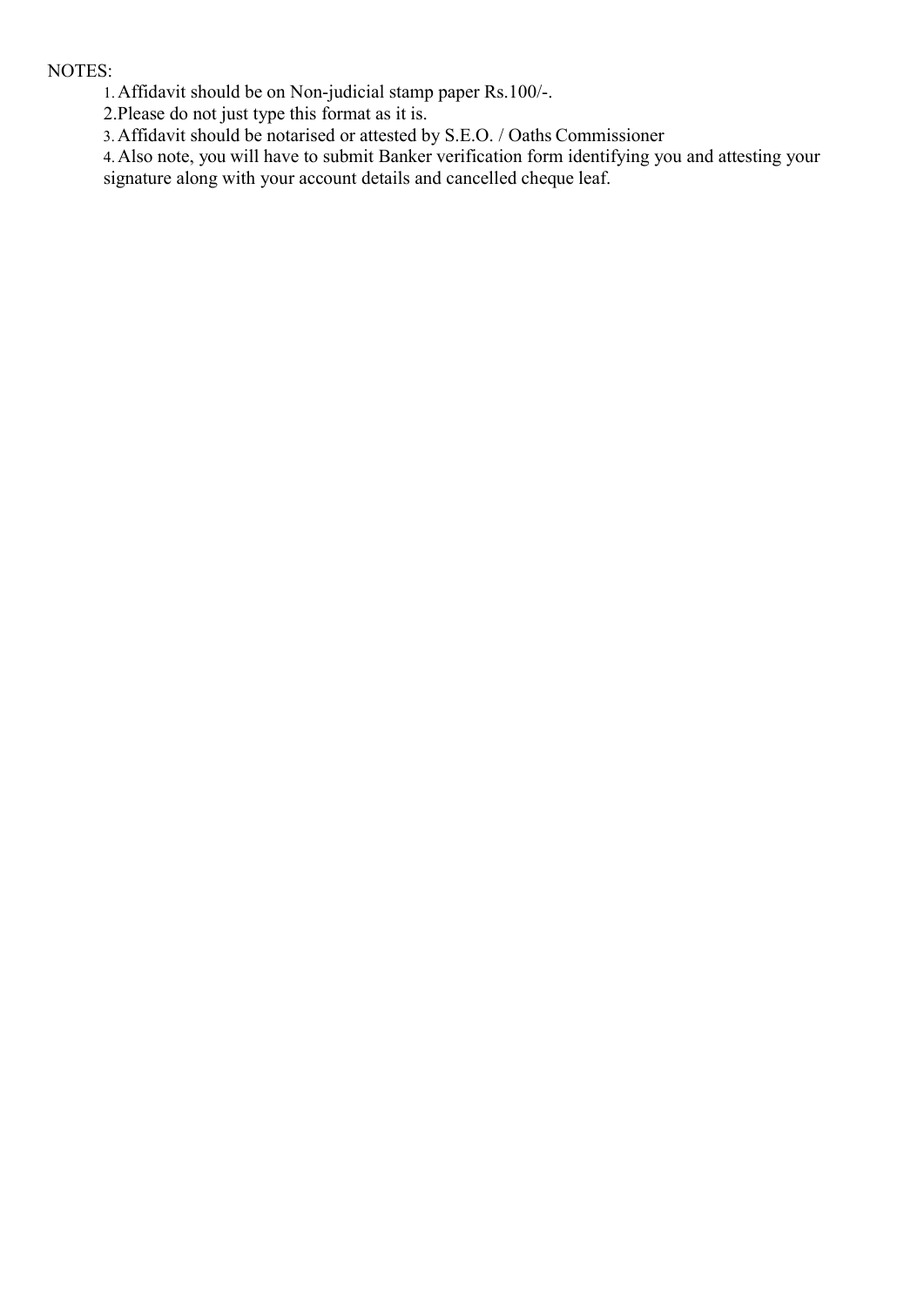NOTES:

1. Affidavit should be on Non-judicial stamp paper Rs.100/-.
2. Please do not just type this format as it is.
3. Affidavit should be notarised or attested by S.E.O. / Oaths Commissioner
4. Also note, you will have to submit Banker verification form identifying you and attesting your signature along with your account details and cancelled cheque leaf.